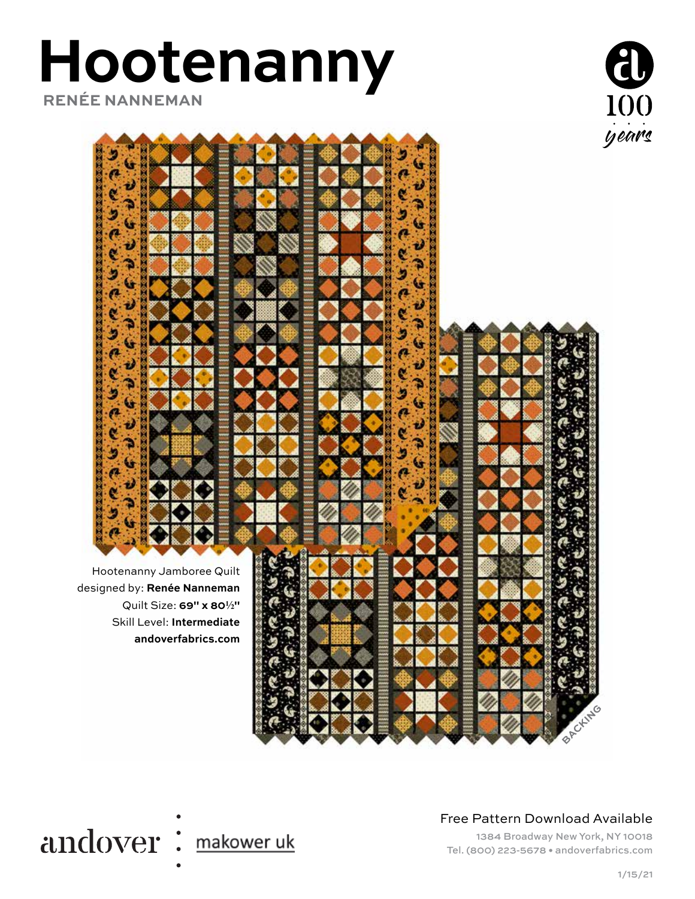# Hootenanny

**RENÉE NANNEMAN**

100 years

Hootenanny Jamboree Quilt
designed by: **Renée Nanneman**
Quilt Size: **69" x 80½"**
Skill Level: **Intermediate**
**andoverfabrics.com**

BACKING

andover : makower uk

Free Pattern Download Available

1384 Broadway New York, NY 10018
Tel. (800) 223-5678 • andoverfabrics.com

1/15/21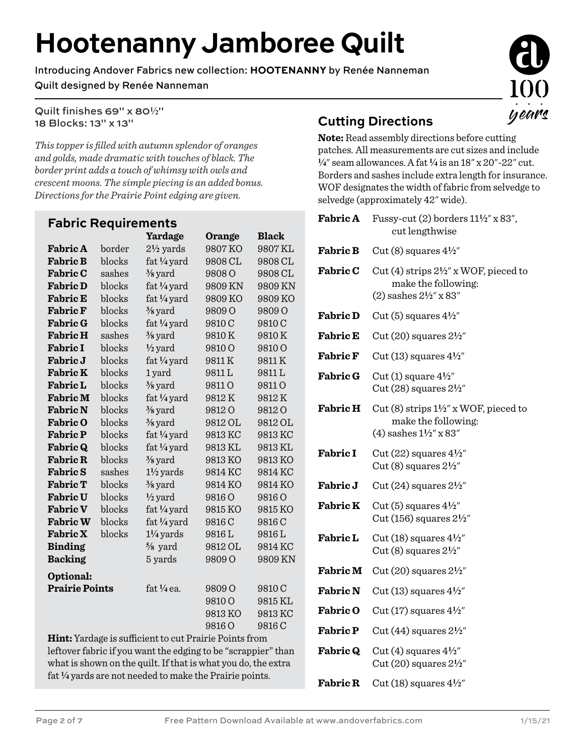# Hootenanny Jamboree Quilt

Introducing Andover Fabrics new collection: **HOOTENANNY** by Renée Nanneman
Quilt designed by Renée Nanneman

Quilt finishes 69" x 80½"
18 Blocks: 13" x 13"

*This topper is filled with autumn splendor of oranges and golds, made dramatic with touches of black. The border print adds a touch of whimsy with owls and crescent moons. The simple piecing is an added bonus. Directions for the Prairie Point edging are given.*

## Fabric Requirements

| | | Yardage | Orange | Black |
|---|---|---|---|---|
| **Fabric A** | border | 2½ yards | 9807 KO | 9807 KL |
| **Fabric B** | blocks | fat ¼ yard | 9808 CL | 9808 CL |
| **Fabric C** | sashes | ⅜ yard | 9808 O | 9808 CL |
| **Fabric D** | blocks | fat ¼ yard | 9809 KN | 9809 KN |
| **Fabric E** | blocks | fat ¼ yard | 9809 KO | 9809 KO |
| **Fabric F** | blocks | ⅜ yard | 9809 O | 9809 O |
| **Fabric G** | blocks | fat ¼ yard | 9810 C | 9810 C |
| **Fabric H** | sashes | ⅜ yard | 9810 K | 9810 K |
| **Fabric I** | blocks | ½ yard | 9810 O | 9810 O |
| **Fabric J** | blocks | fat ¼ yard | 9811 K | 9811 K |
| **Fabric K** | blocks | 1 yard | 9811 L | 9811 L |
| **Fabric L** | blocks | ⅜ yard | 9811 O | 9811 O |
| **Fabric M** | blocks | fat ¼ yard | 9812 K | 9812 K |
| **Fabric N** | blocks | ⅜ yard | 9812 O | 9812 O |
| **Fabric O** | blocks | ⅜ yard | 9812 OL | 9812 OL |
| **Fabric P** | blocks | fat ¼ yard | 9813 KC | 9813 KC |
| **Fabric Q** | blocks | fat ¼ yard | 9813 KL | 9813 KL |
| **Fabric R** | blocks | ⅜ yard | 9813 KO | 9813 KO |
| **Fabric S** | sashes | 1½ yards | 9814 KC | 9814 KC |
| **Fabric T** | blocks | ⅜ yard | 9814 KO | 9814 KO |
| **Fabric U** | blocks | ½ yard | 9816 O | 9816 O |
| **Fabric V** | blocks | fat ¼ yard | 9815 KO | 9815 KO |
| **Fabric W** | blocks | fat ¼ yard | 9816 C | 9816 C |
| **Fabric X** | blocks | 1¼ yards | 9816 L | 9816 L |
| **Binding** | | ⅝ yard | 9812 OL | 9814 KC |
| **Backing** | | 5 yards | 9809 O | 9809 KN |
| **Optional:** | | | | |
| **Prairie Points** | | fat ¼ ea. | 9809 O | 9810 C |
| | | | 9810 O | 9815 KL |
| | | | 9813 KO | 9813 KC |
| | | | 9816 O | 9816 C |

**Hint:** Yardage is sufficient to cut Prairie Points from leftover fabric if you want the edging to be "scrappier" than what is shown on the quilt. If that is what you do, the extra fat ¼ yards are not needed to make the Prairie points.

## Cutting Directions

**Note:** Read assembly directions before cutting patches. All measurements are cut sizes and include ¼" seam allowances. A fat ¼ is an 18" x 20"-22" cut. Borders and sashes include extra length for insurance. WOF designates the width of fabric from selvedge to selvedge (approximately 42" wide).

**Fabric A** Fussy-cut (2) borders 11½" x 83", cut lengthwise

**Fabric B** Cut (8) squares 4½"

**Fabric C** Cut (4) strips 2½" x WOF, pieced to make the following:
(2) sashes 2½" x 83"

**Fabric D** Cut (5) squares 4½"

**Fabric E** Cut (20) squares 2½"

**Fabric F** Cut (13) squares 4½"

**Fabric G** Cut (1) square 4½"
Cut (28) squares 2½"

**Fabric H** Cut (8) strips 1½" x WOF, pieced to make the following:
(4) sashes 1½" x 83"

**Fabric I** Cut (22) squares 4½"
Cut (8) squares 2½"

**Fabric J** Cut (24) squares 2½"

**Fabric K** Cut (5) squares 4½"
Cut (156) squares 2½"

**Fabric L** Cut (18) squares 4½"
Cut (8) squares 2½"

**Fabric M** Cut (20) squares 2½"

**Fabric N** Cut (13) squares 4½"

**Fabric O** Cut (17) squares 4½"

**Fabric P** Cut (44) squares 2½"

**Fabric Q** Cut (4) squares 4½"
Cut (20) squares 2½"

**Fabric R** Cut (18) squares 4½"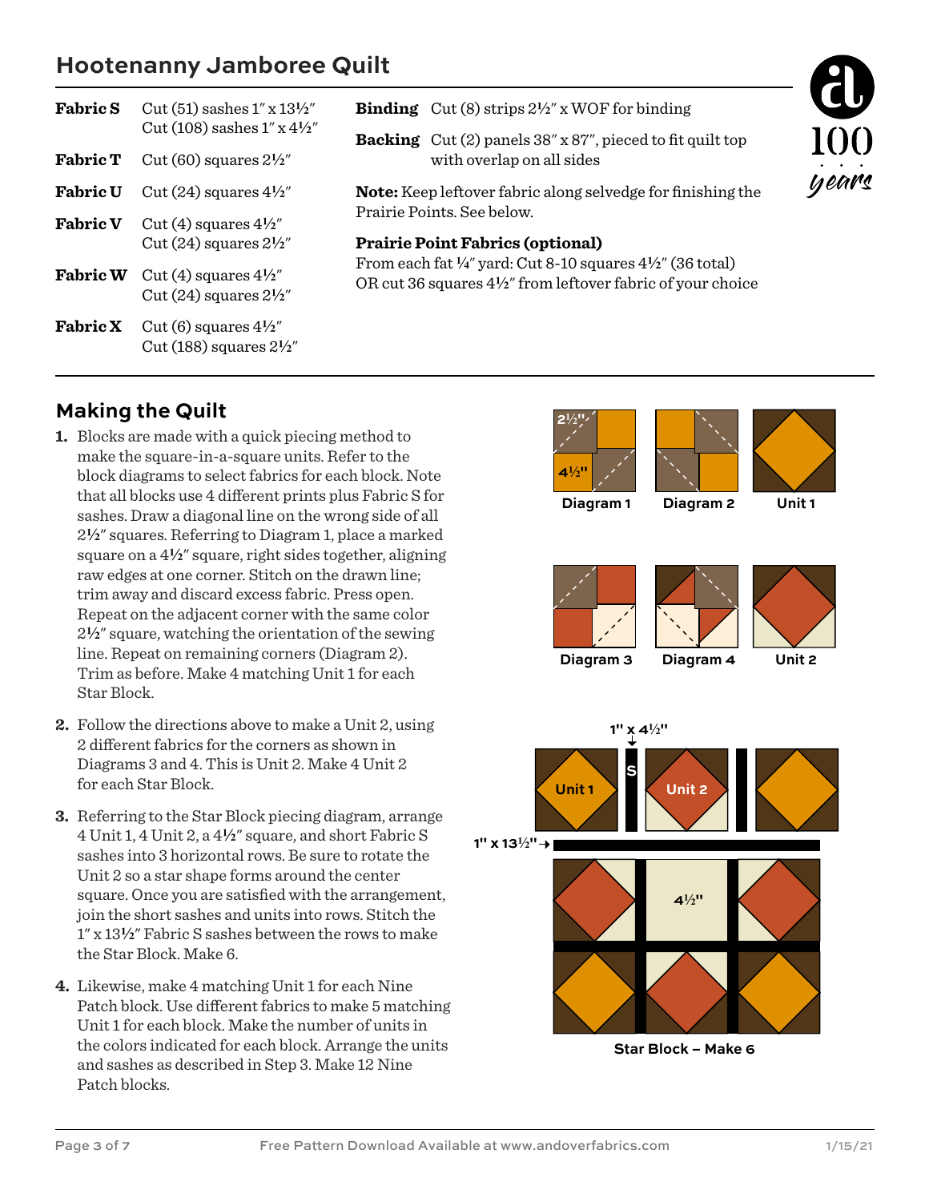## Hootenanny Jamboree Quilt

| | |
|---|---|
| **Fabric S** | Cut (51) sashes 1″ x 13½″<br>Cut (108) sashes 1″ x 4½″ |
| **Fabric T** | Cut (60) squares 2½″ |
| **Fabric U** | Cut (24) squares 4½″ |
| **Fabric V** | Cut (4) squares 4½″<br>Cut (24) squares 2½″ |
| **Fabric W** | Cut (4) squares 4½″<br>Cut (24) squares 2½″ |
| **Fabric X** | Cut (6) squares 4½″<br>Cut (188) squares 2½″ |

**Binding** Cut (8) strips 2½″ x WOF for binding

**Backing** Cut (2) panels 38″ x 87″, pieced to fit quilt top with overlap on all sides

**Note:** Keep leftover fabric along selvedge for finishing the Prairie Points. See below.

**Prairie Point Fabrics (optional)**
From each fat ¼″ yard: Cut 8-10 squares 4½″ (36 total)
OR cut 36 squares 4½″ from leftover fabric of your choice

## Making the Quilt

1. Blocks are made with a quick piecing method to make the square-in-a-square units. Refer to the block diagrams to select fabrics for each block. Note that all blocks use 4 different prints plus Fabric S for sashes. Draw a diagonal line on the wrong side of all 2½″ squares. Referring to Diagram 1, place a marked square on a 4½″ square, right sides together, aligning raw edges at one corner. Stitch on the drawn line; trim away and discard excess fabric. Press open. Repeat on the adjacent corner with the same color 2½″ square, watching the orientation of the sewing line. Repeat on remaining corners (Diagram 2). Trim as before. Make 4 matching Unit 1 for each Star Block.

2. Follow the directions above to make a Unit 2, using 2 different fabrics for the corners as shown in Diagrams 3 and 4. This is Unit 2. Make 4 Unit 2 for each Star Block.

3. Referring to the Star Block piecing diagram, arrange 4 Unit 1, 4 Unit 2, a 4½″ square, and short Fabric S sashes into 3 horizontal rows. Be sure to rotate the Unit 2 so a star shape forms around the center square. Once you are satisfied with the arrangement, join the short sashes and units into rows. Stitch the 1″ x 13½″ Fabric S sashes between the rows to make the Star Block. Make 6.

4. Likewise, make 4 matching Unit 1 for each Nine Patch block. Use different fabrics to make 5 matching Unit 1 for each block. Make the number of units in the colors indicated for each block. Arrange the units and sashes as described in Step 3. Make 12 Nine Patch blocks.

Diagram 1 &nbsp; Diagram 2 &nbsp; Unit 1

Diagram 3 &nbsp; Diagram 4 &nbsp; Unit 2

Star Block – Make 6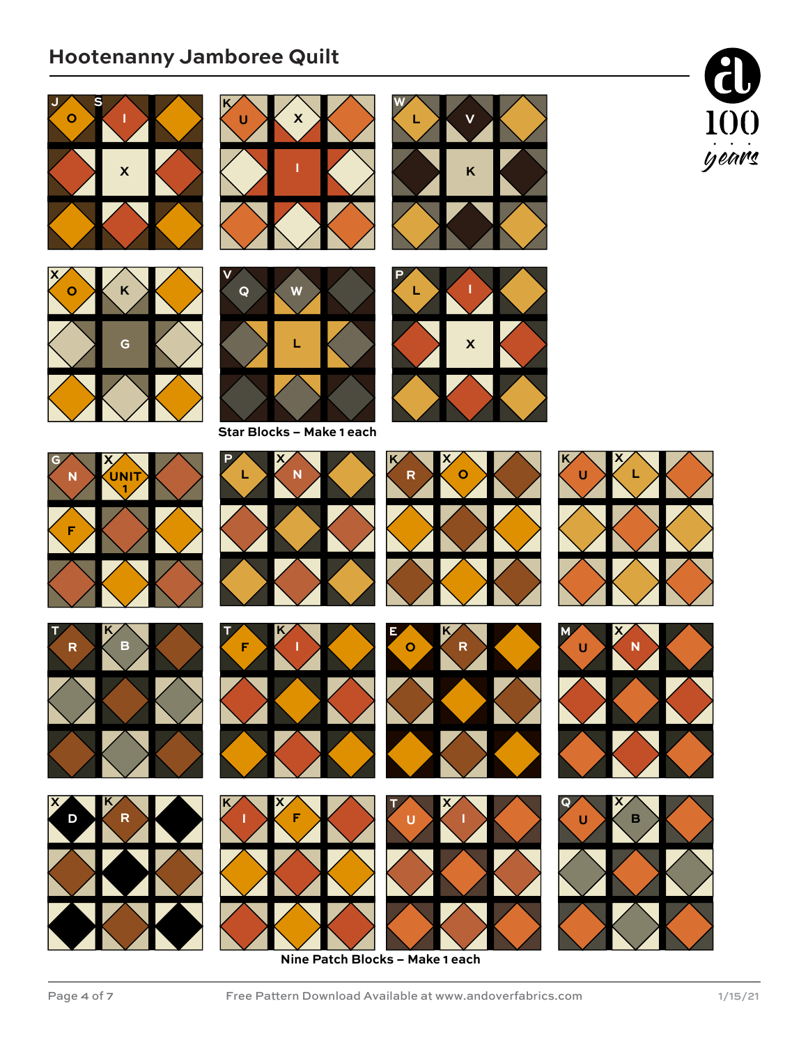## Hootenanny Jamboree Quilt

J S O I X

K U X I

W L V K

X O K G

V Q W L

P L I X

Star Blocks – Make 1 each

G X N UNIT 1 F

P X L N

K X R O

K X U L

T K R B

T K F I

E K O R

M X U N

X K D R

K X I F

T X U I

Q X U B

Nine Patch Blocks – Make 1 each

Free Pattern Download Available at www.andoverfabrics.com

1/15/21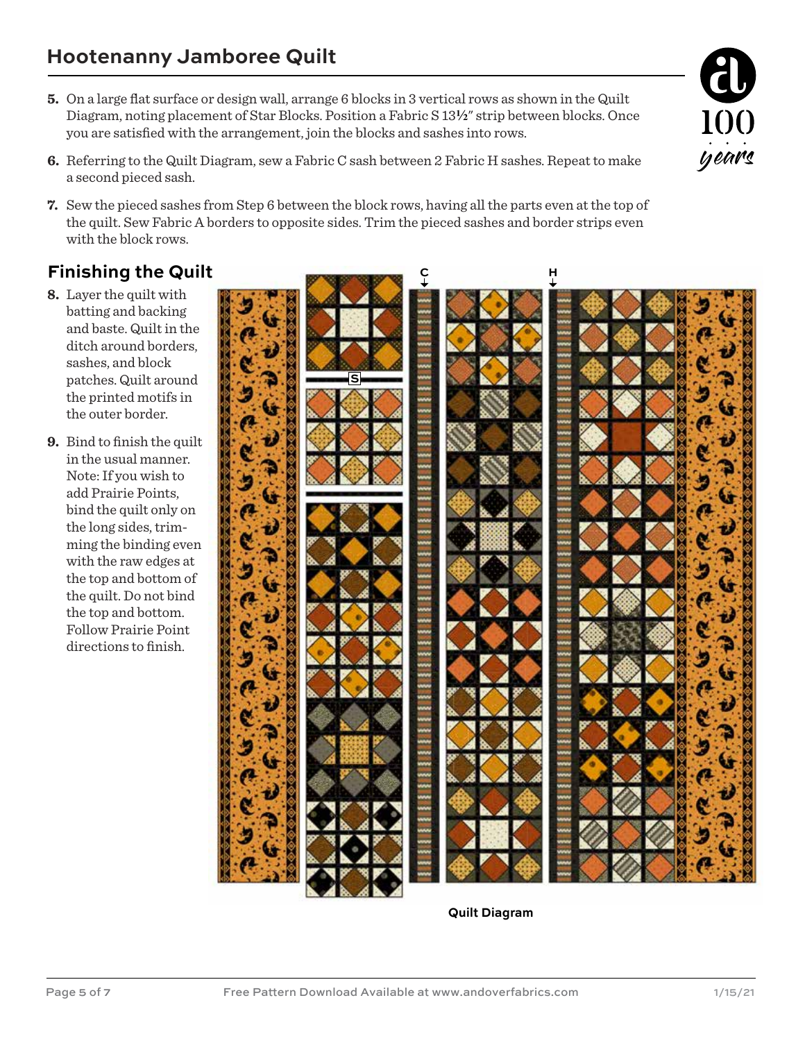# Hootenanny Jamboree Quilt

5. On a large flat surface or design wall, arrange 6 blocks in 3 vertical rows as shown in the Quilt Diagram, noting placement of Star Blocks. Position a Fabric S 13½" strip between blocks. Once you are satisfied with the arrangement, join the blocks and sashes into rows.

6. Referring to the Quilt Diagram, sew a Fabric C sash between 2 Fabric H sashes. Repeat to make a second pieced sash.

7. Sew the pieced sashes from Step 6 between the block rows, having all the parts even at the top of the quilt. Sew Fabric A borders to opposite sides. Trim the pieced sashes and border strips even with the block rows.

## Finishing the Quilt

8. Layer the quilt with batting and backing and baste. Quilt in the ditch around borders, sashes, and block patches. Quilt around the printed motifs in the outer border.

9. Bind to finish the quilt in the usual manner. Note: If you wish to add Prairie Points, bind the quilt only on the long sides, trimming the binding even with the raw edges at the top and bottom of the quilt. Do not bind the top and bottom. Follow Prairie Point directions to finish.

C

H

S

**Quilt Diagram**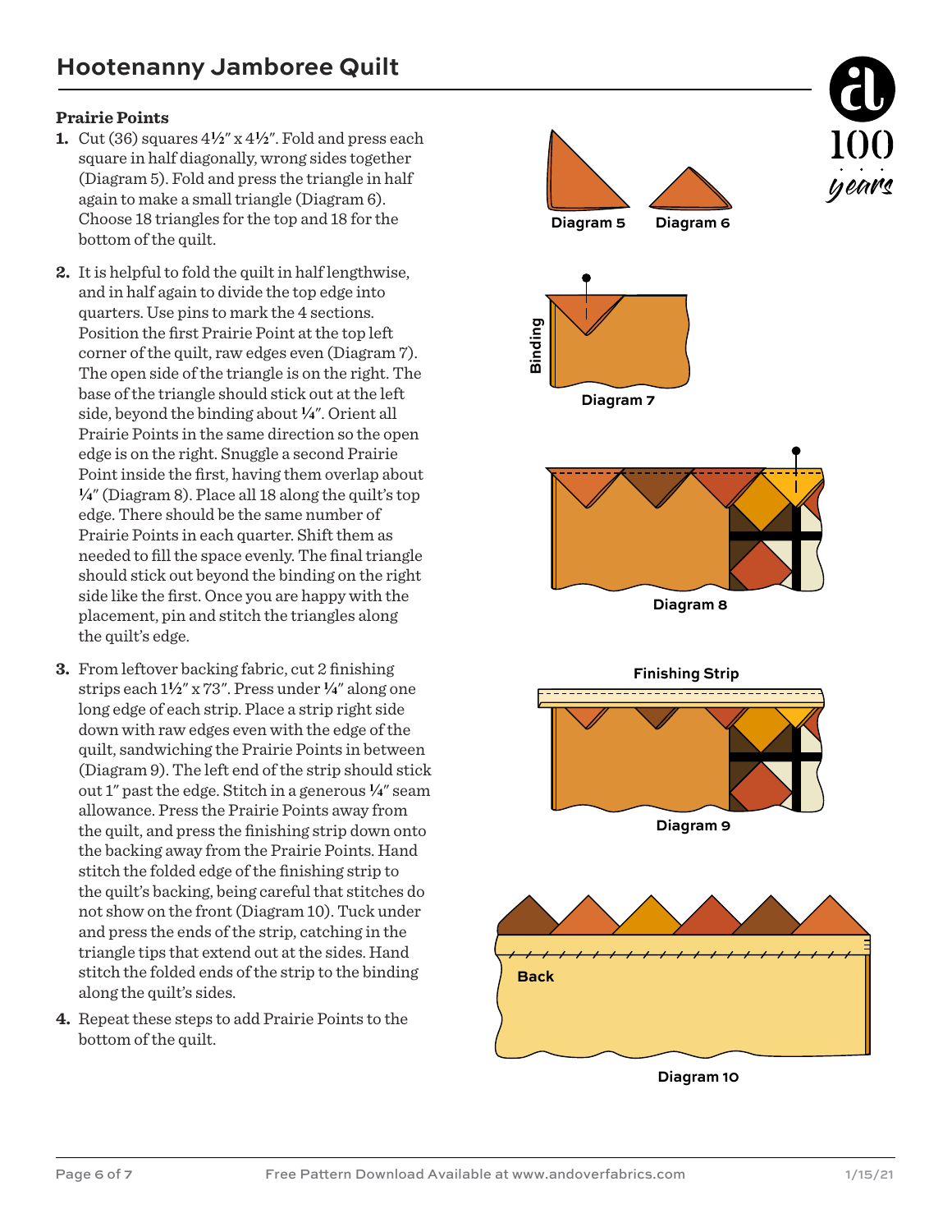## Prairie Points

1. Cut (36) squares 4½" x 4½". Fold and press each square in half diagonally, wrong sides together (Diagram 5). Fold and press the triangle in half again to make a small triangle (Diagram 6). Choose 18 triangles for the top and 18 for the bottom of the quilt.
2. It is helpful to fold the quilt in half lengthwise, and in half again to divide the top edge into quarters. Use pins to mark the 4 sections. Position the first Prairie Point at the top left corner of the quilt, raw edges even (Diagram 7). The open side of the triangle is on the right. The base of the triangle should stick out at the left side, beyond the binding about ¼". Orient all Prairie Points in the same direction so the open edge is on the right. Snuggle a second Prairie Point inside the first, having them overlap about ¼" (Diagram 8). Place all 18 along the quilt's top edge. There should be the same number of Prairie Points in each quarter. Shift them as needed to fill the space evenly. The final triangle should stick out beyond the binding on the right side like the first. Once you are happy with the placement, pin and stitch the triangles along the quilt's edge.
3. From leftover backing fabric, cut 2 finishing strips each 1½" x 73". Press under ¼" along one long edge of each strip. Place a strip right side down with raw edges even with the edge of the quilt, sandwiching the Prairie Points in between (Diagram 9). The left end of the strip should stick out 1" past the edge. Stitch in a generous ¼" seam allowance. Press the Prairie Points away from the quilt, and press the finishing strip down onto the backing away from the Prairie Points. Hand stitch the folded edge of the finishing strip to the quilt's backing, being careful that stitches do not show on the front (Diagram 10). Tuck under and press the ends of the strip, catching in the triangle tips that extend out at the sides. Hand stitch the folded ends of the strip to the binding along the quilt's sides.
4. Repeat these steps to add Prairie Points to the bottom of the quilt.

Diagram 5

Diagram 6

Binding

Diagram 7

Diagram 8

Finishing Strip

Diagram 9

Back

Diagram 10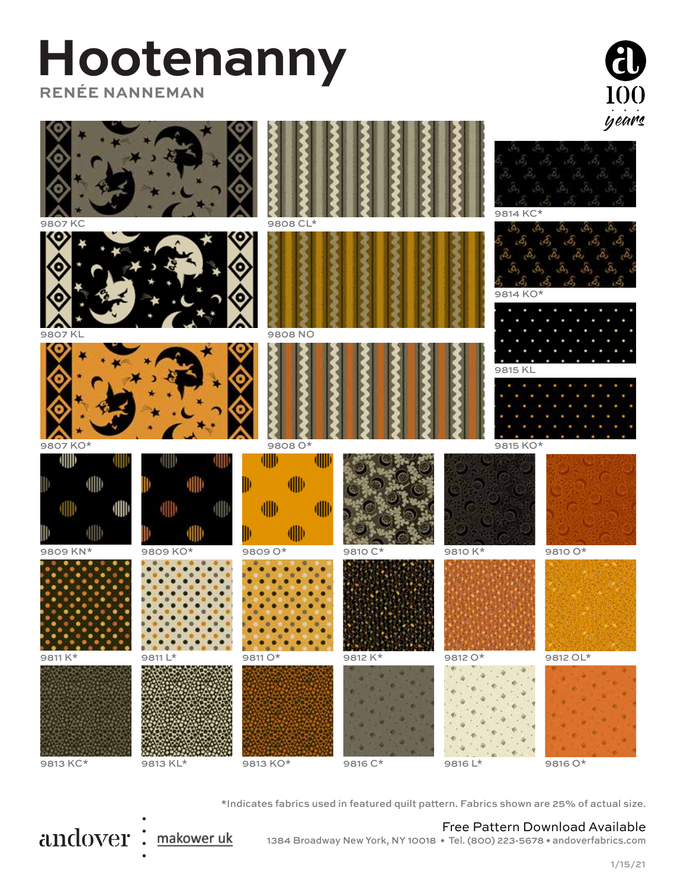# Hootenanny

RENÉE NANNEMAN

100 years

9807 KC

9808 CL*

9814 KC*

9814 KO*

9807 KL

9808 NO

9815 KL

9807 KO*

9808 O*

9815 KO*

9809 KN*

9809 KO*

9809 O*

9810 C*

9810 K*

9810 O*

9811 K*

9811 L*

9811 O*

9812 K*

9812 O*

9812 OL*

9813 KC*

9813 KL*

9813 KO*

9816 C*

9816 L*

9816 O*

*Indicates fabrics used in featured quilt pattern. Fabrics shown are 25% of actual size.

andover makower uk

Free Pattern Download Available

1384 Broadway New York, NY 10018 • Tel. (800) 223-5678 • andoverfabrics.com

1/15/21